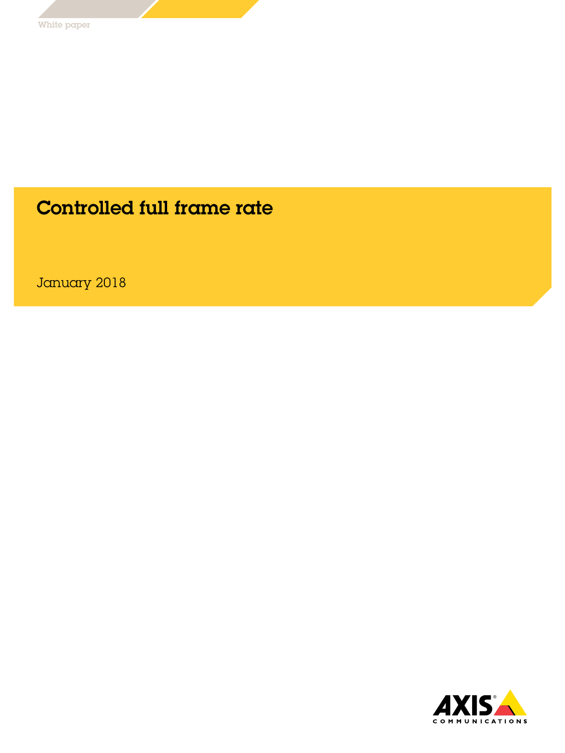White paper

# Controlled full frame rate

January 2018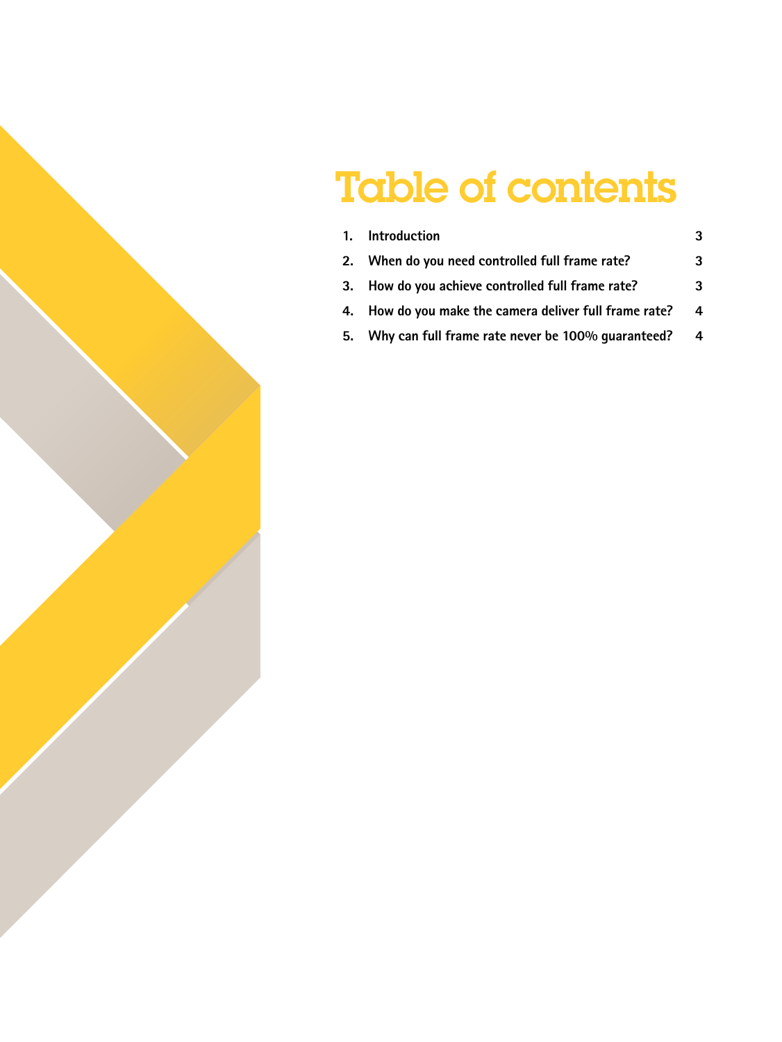# Table of contents

| | | |
|---|---|---|
| 1. | Introduction | 3 |
| 2. | When do you need controlled full frame rate? | 3 |
| 3. | How do you achieve controlled full frame rate? | 3 |
| 4. | How do you make the camera deliver full frame rate? | 4 |
| 5. | Why can full frame rate never be 100% guaranteed? | 4 |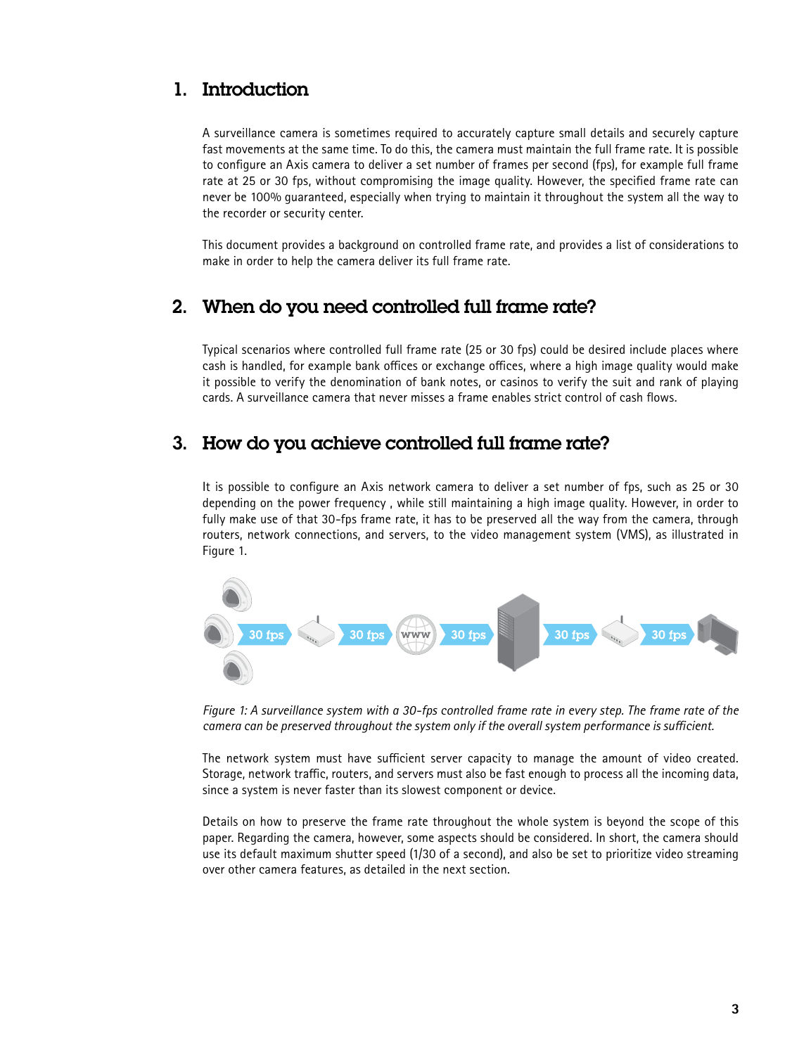# 1. Introduction

A surveillance camera is sometimes required to accurately capture small details and securely capture fast movements at the same time. To do this, the camera must maintain the full frame rate. It is possible to configure an Axis camera to deliver a set number of frames per second (fps), for example full frame rate at 25 or 30 fps, without compromising the image quality. However, the specified frame rate can never be 100% guaranteed, especially when trying to maintain it throughout the system all the way to the recorder or security center.

This document provides a background on controlled frame rate, and provides a list of considerations to make in order to help the camera deliver its full frame rate.

# 2. When do you need controlled full frame rate?

Typical scenarios where controlled full frame rate (25 or 30 fps) could be desired include places where cash is handled, for example bank offices or exchange offices, where a high image quality would make it possible to verify the denomination of bank notes, or casinos to verify the suit and rank of playing cards. A surveillance camera that never misses a frame enables strict control of cash flows.

# 3. How do you achieve controlled full frame rate?

It is possible to configure an Axis network camera to deliver a set number of fps, such as 25 or 30 depending on the power frequency , while still maintaining a high image quality. However, in order to fully make use of that 30-fps frame rate, it has to be preserved all the way from the camera, through routers, network connections, and servers, to the video management system (VMS), as illustrated in Figure 1.

*Figure 1: A surveillance system with a 30-fps controlled frame rate in every step. The frame rate of the camera can be preserved throughout the system only if the overall system performance is sufficient.*

The network system must have sufficient server capacity to manage the amount of video created. Storage, network traffic, routers, and servers must also be fast enough to process all the incoming data, since a system is never faster than its slowest component or device.

Details on how to preserve the frame rate throughout the whole system is beyond the scope of this paper. Regarding the camera, however, some aspects should be considered. In short, the camera should use its default maximum shutter speed (1/30 of a second), and also be set to prioritize video streaming over other camera features, as detailed in the next section.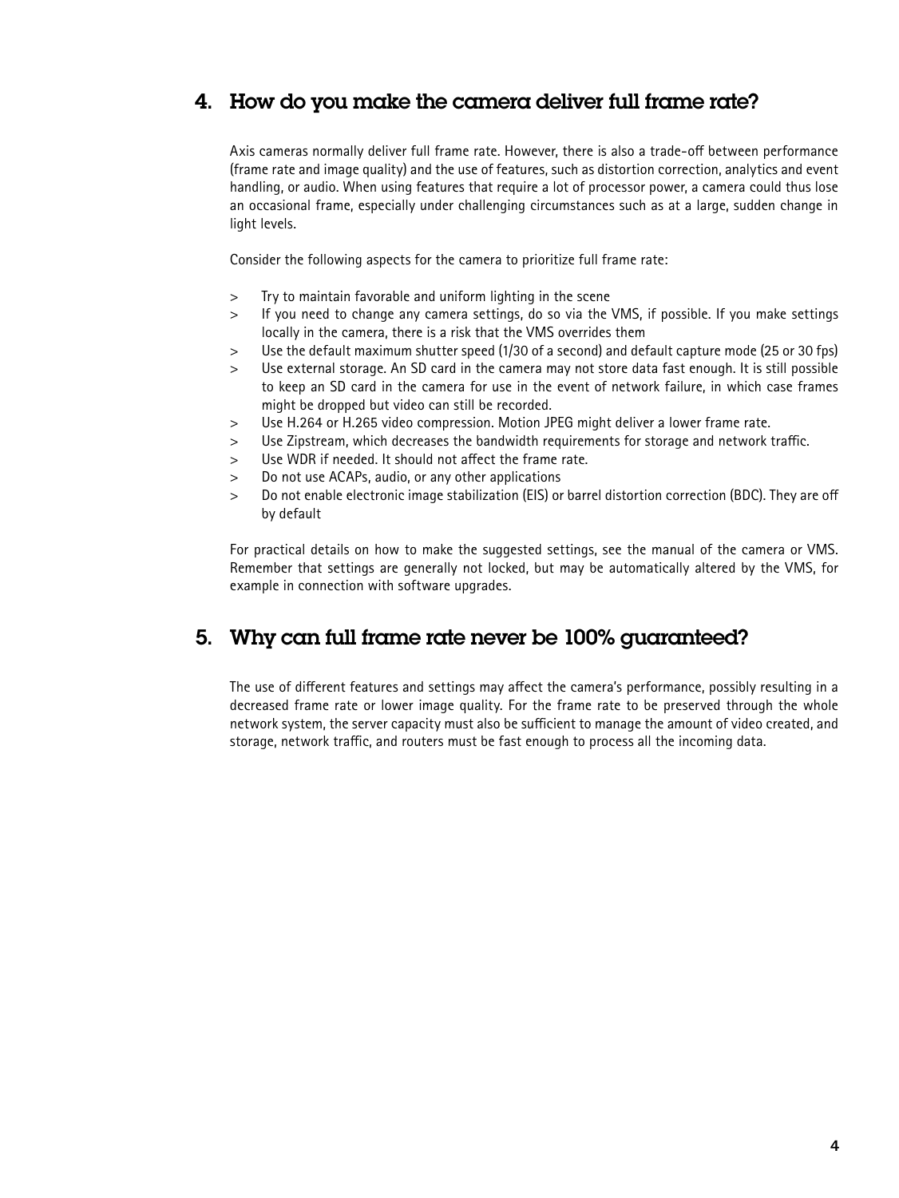## 4. How do you make the camera deliver full frame rate?

Axis cameras normally deliver full frame rate. However, there is also a trade-off between performance (frame rate and image quality) and the use of features, such as distortion correction, analytics and event handling, or audio. When using features that require a lot of processor power, a camera could thus lose an occasional frame, especially under challenging circumstances such as at a large, sudden change in light levels.

Consider the following aspects for the camera to prioritize full frame rate:

> Try to maintain favorable and uniform lighting in the scene
> If you need to change any camera settings, do so via the VMS, if possible. If you make settings locally in the camera, there is a risk that the VMS overrides them
> Use the default maximum shutter speed (1/30 of a second) and default capture mode (25 or 30 fps)
> Use external storage. An SD card in the camera may not store data fast enough. It is still possible to keep an SD card in the camera for use in the event of network failure, in which case frames might be dropped but video can still be recorded.
> Use H.264 or H.265 video compression. Motion JPEG might deliver a lower frame rate.
> Use Zipstream, which decreases the bandwidth requirements for storage and network traffic.
> Use WDR if needed. It should not affect the frame rate.
> Do not use ACAPs, audio, or any other applications
> Do not enable electronic image stabilization (EIS) or barrel distortion correction (BDC). They are off by default

For practical details on how to make the suggested settings, see the manual of the camera or VMS. Remember that settings are generally not locked, but may be automatically altered by the VMS, for example in connection with software upgrades.

## 5. Why can full frame rate never be 100% guaranteed?

The use of different features and settings may affect the camera's performance, possibly resulting in a decreased frame rate or lower image quality. For the frame rate to be preserved through the whole network system, the server capacity must also be sufficient to manage the amount of video created, and storage, network traffic, and routers must be fast enough to process all the incoming data.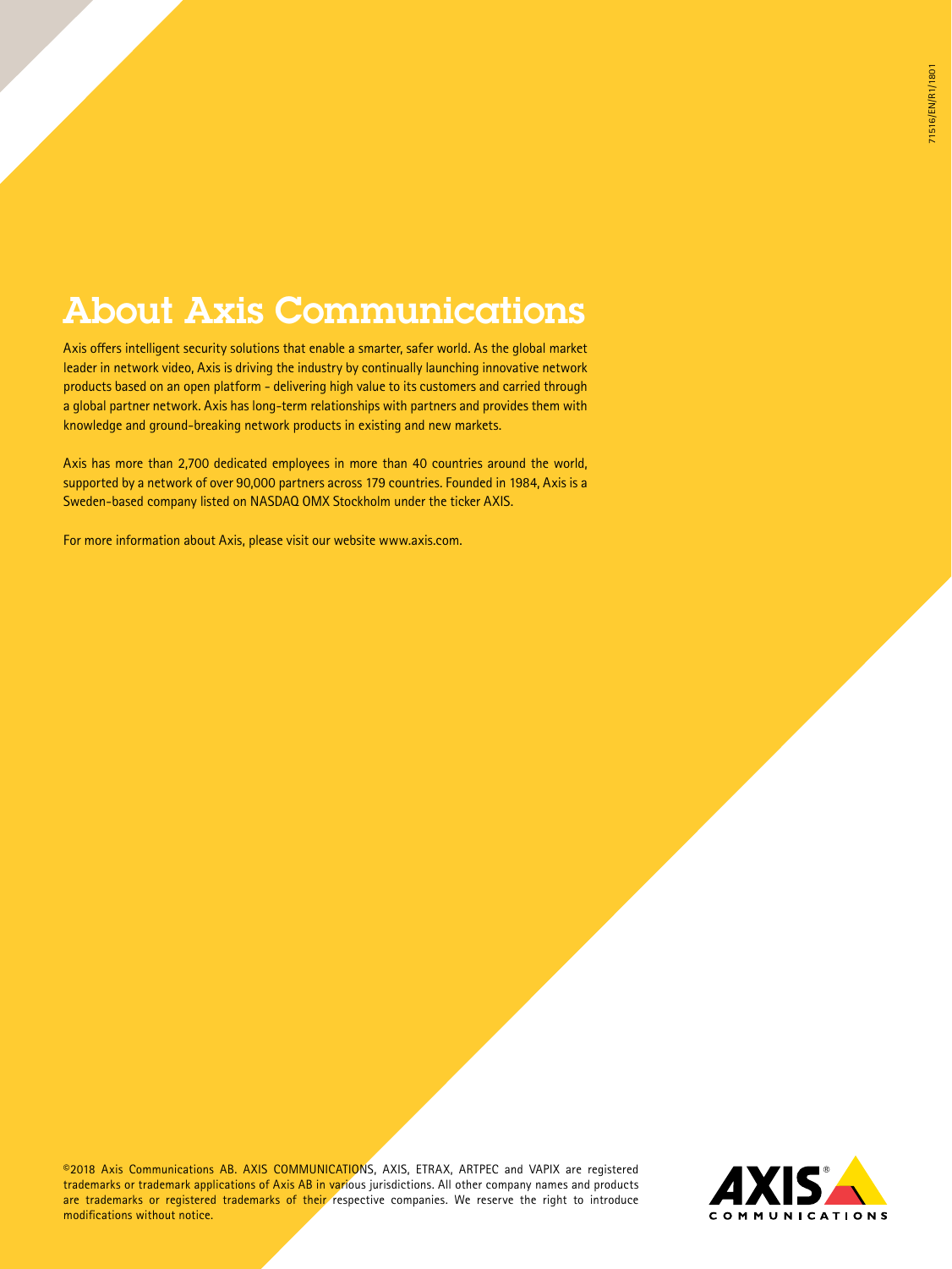# About Axis Communications

Axis offers intelligent security solutions that enable a smarter, safer world. As the global market leader in network video, Axis is driving the industry by continually launching innovative network products based on an open platform - delivering high value to its customers and carried through a global partner network. Axis has long-term relationships with partners and provides them with knowledge and ground-breaking network products in existing and new markets.

Axis has more than 2,700 dedicated employees in more than 40 countries around the world, supported by a network of over 90,000 partners across 179 countries. Founded in 1984, Axis is a Sweden-based company listed on NASDAQ OMX Stockholm under the ticker AXIS.

For more information about Axis, please visit our website www.axis.com.

©2018 Axis Communications AB. AXIS COMMUNICATIONS, AXIS, ETRAX, ARTPEC and VAPIX are registered trademarks or trademark applications of Axis AB in various jurisdictions. All other company names and products are trademarks or registered trademarks of their respective companies. We reserve the right to introduce modifications without notice.

71516/EN/R1/1801